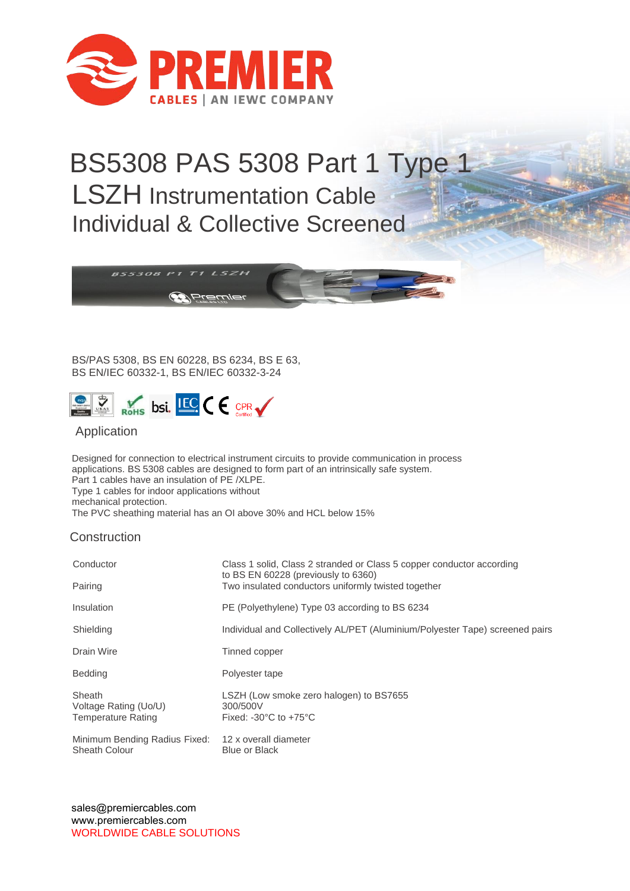# BS5308 PAS 5308 Part 1 Type 1 LSZH Instrumentation Cable Individual & Collective Screened

BS/PAS 5308, BS EN 60228, BS 6234, BS E 63,
BS EN/IEC 60332-1, BS EN/IEC 60332-3-24

## Application

Designed for connection to electrical instrument circuits to provide communication in process applications. BS 5308 cables are designed to form part of an intrinsically safe system.
Part 1 cables have an insulation of PE /XLPE.
Type 1 cables for indoor applications without mechanical protection.
The PVC sheathing material has an OI above 30% and HCL below 15%

## Construction

| | |
|---|---|
| Conductor | Class 1 solid, Class 2 stranded or Class 5 copper conductor according to BS EN 60228 (previously to 6360) |
| Pairing | Two insulated conductors uniformly twisted together |
| Insulation | PE (Polyethylene) Type 03 according to BS 6234 |
| Shielding | Individual and Collectively AL/PET (Aluminium/Polyester Tape) screened pairs |
| Drain Wire | Tinned copper |
| Bedding | Polyester tape |
| Sheath | LSZH (Low smoke zero halogen) to BS7655 |
| Voltage Rating (Uo/U) | 300/500V |
| Temperature Rating | Fixed: -30°C to +75°C |
| Minimum Bending Radius Fixed: | 12 x overall diameter |
| Sheath Colour | Blue or Black |

sales@premiercables.com
www.premiercables.com
WORLDWIDE CABLE SOLUTIONS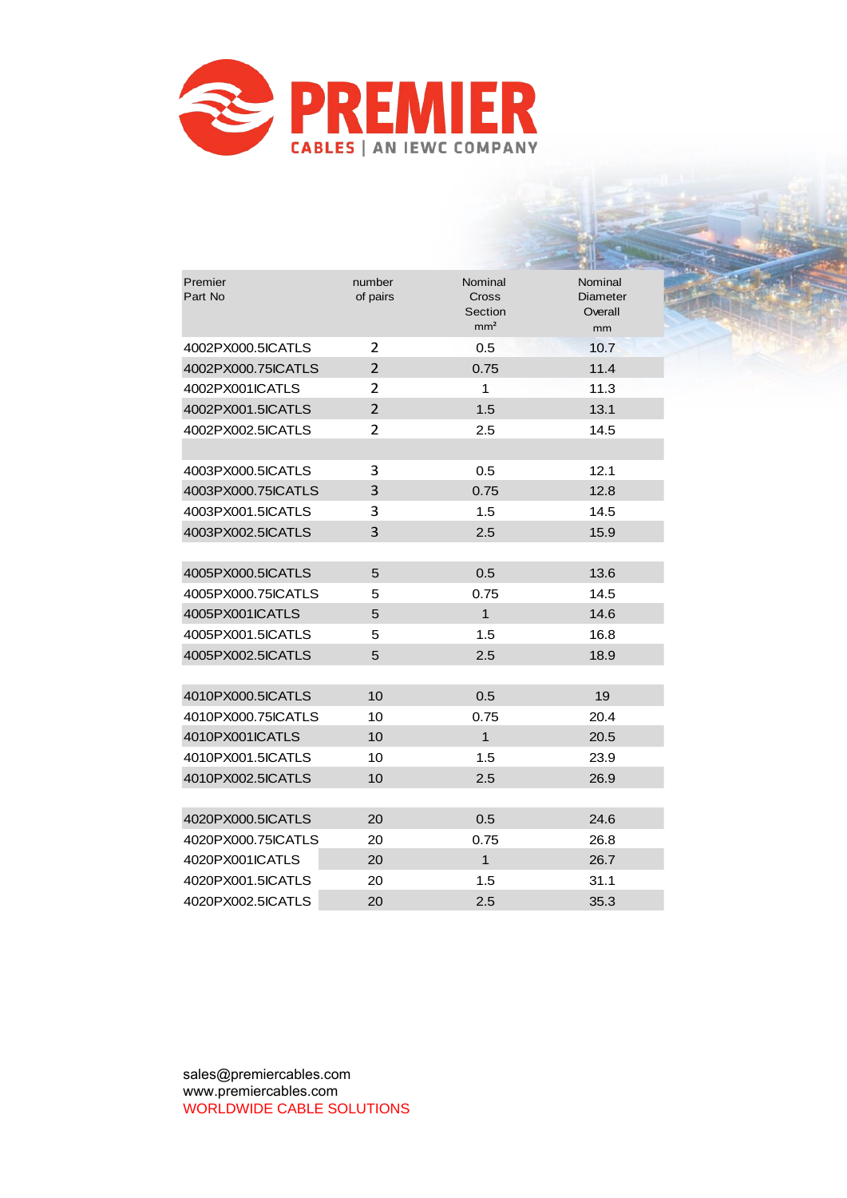| Premier Part No | number of pairs | Nominal Cross Section mm² | Nominal Diameter Overall mm |
|---|---|---|---|
| 4002PX000.5ICATLS | 2 | 0.5 | 10.7 |
| 4002PX000.75ICATLS | 2 | 0.75 | 11.4 |
| 4002PX001ICATLS | 2 | 1 | 11.3 |
| 4002PX001.5ICATLS | 2 | 1.5 | 13.1 |
| 4002PX002.5ICATLS | 2 | 2.5 | 14.5 |
| | | | |
| 4003PX000.5ICATLS | 3 | 0.5 | 12.1 |
| 4003PX000.75ICATLS | 3 | 0.75 | 12.8 |
| 4003PX001.5ICATLS | 3 | 1.5 | 14.5 |
| 4003PX002.5ICATLS | 3 | 2.5 | 15.9 |
| | | | |
| 4005PX000.5ICATLS | 5 | 0.5 | 13.6 |
| 4005PX000.75ICATLS | 5 | 0.75 | 14.5 |
| 4005PX001ICATLS | 5 | 1 | 14.6 |
| 4005PX001.5ICATLS | 5 | 1.5 | 16.8 |
| 4005PX002.5ICATLS | 5 | 2.5 | 18.9 |
| | | | |
| 4010PX000.5ICATLS | 10 | 0.5 | 19 |
| 4010PX000.75ICATLS | 10 | 0.75 | 20.4 |
| 4010PX001ICATLS | 10 | 1 | 20.5 |
| 4010PX001.5ICATLS | 10 | 1.5 | 23.9 |
| 4010PX002.5ICATLS | 10 | 2.5 | 26.9 |
| | | | |
| 4020PX000.5ICATLS | 20 | 0.5 | 24.6 |
| 4020PX000.75ICATLS | 20 | 0.75 | 26.8 |
| 4020PX001ICATLS | 20 | 1 | 26.7 |
| 4020PX001.5ICATLS | 20 | 1.5 | 31.1 |
| 4020PX002.5ICATLS | 20 | 2.5 | 35.3 |

sales@premiercables.com
www.premiercables.com
WORLDWIDE CABLE SOLUTIONS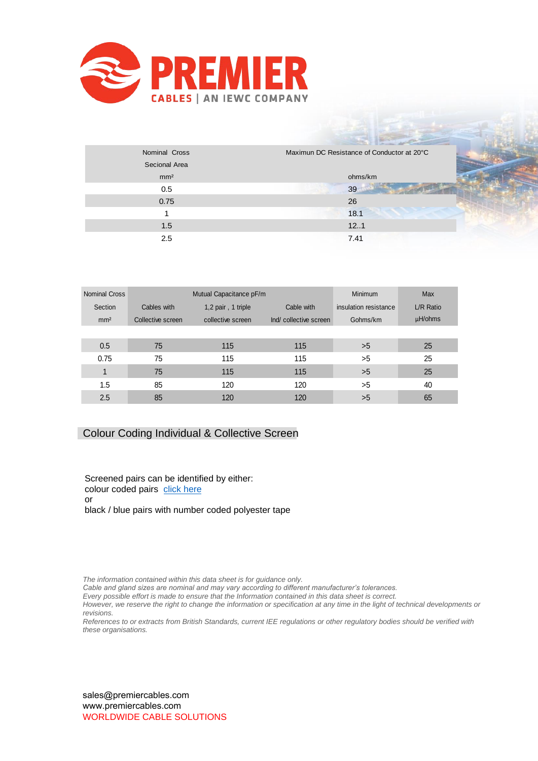| Nominal Cross Secional Area mm² | Maximun DC Resistance of Conductor at 20°C ohms/km |
|---|---|
| 0.5 | 39 |
| 0.75 | 26 |
| 1 | 18.1 |
| 1.5 | 12..1 |
| 2.5 | 7.41 |

| Nominal Cross Section mm² | Mutual Capacitance pF/m | | | Minimum insulation resistance Gohms/km | Max L/R Ratio µH/ohms |
|---|---|---|---|---|---|
| | Cables with Collective screen | 1,2 pair , 1 triple collective screen | Cable with Ind/ collective screen | | |
| 0.5 | 75 | 115 | 115 | >5 | 25 |
| 0.75 | 75 | 115 | 115 | >5 | 25 |
| 1 | 75 | 115 | 115 | >5 | 25 |
| 1.5 | 85 | 120 | 120 | >5 | 40 |
| 2.5 | 85 | 120 | 120 | >5 | 65 |

## Colour Coding Individual & Collective Screen

Screened pairs can be identified by either:
colour coded pairs [click here]
or
black / blue pairs with number coded polyester tape

*The information contained within this data sheet is for guidance only.*
*Cable and gland sizes are nominal and may vary according to different manufacturer's tolerances.*
*Every possible effort is made to ensure that the Information contained in this data sheet is correct.*
*However, we reserve the right to change the information or specification at any time in the light of technical developments or revisions.*
*References to or extracts from British Standards, current IEE regulations or other regulatory bodies should be verified with these organisations.*

sales@premiercables.com
www.premiercables.com
WORLDWIDE CABLE SOLUTIONS